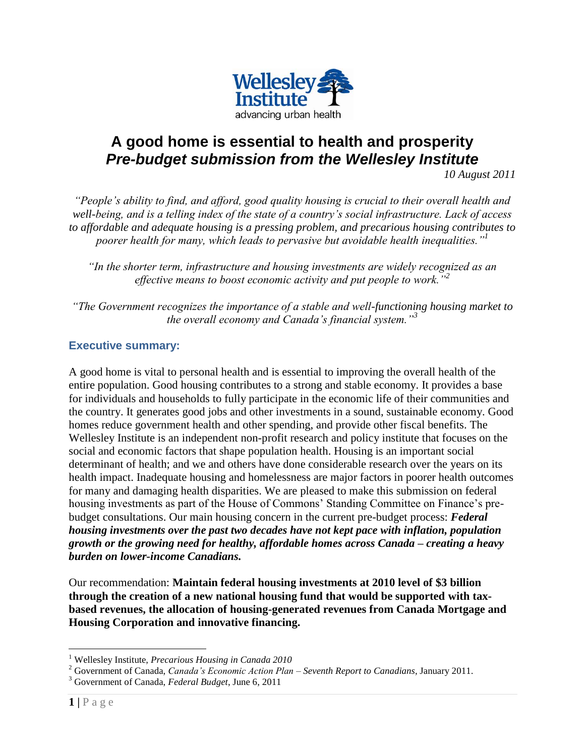# A good home is essential to health and prosperity
## *Pre-budget submission from the Wellesley Institute*

*10 August 2011*

*"People's ability to find, and afford, good quality housing is crucial to their overall health and well-being, and is a telling index of the state of a country's social infrastructure. Lack of access to affordable and adequate housing is a pressing problem, and precarious housing contributes to poorer health for many, which leads to pervasive but avoidable health inequalities."*[1]

*"In the shorter term, infrastructure and housing investments are widely recognized as an effective means to boost economic activity and put people to work."*[2]

*"The Government recognizes the importance of a stable and well-functioning housing market to the overall economy and Canada's financial system."*[3]

### Executive summary:

A good home is vital to personal health and is essential to improving the overall health of the entire population. Good housing contributes to a strong and stable economy. It provides a base for individuals and households to fully participate in the economic life of their communities and the country. It generates good jobs and other investments in a sound, sustainable economy. Good homes reduce government health and other spending, and provide other fiscal benefits. The Wellesley Institute is an independent non-profit research and policy institute that focuses on the social and economic factors that shape population health. Housing is an important social determinant of health; and we and others have done considerable research over the years on its health impact. Inadequate housing and homelessness are major factors in poorer health outcomes for many and damaging health disparities. We are pleased to make this submission on federal housing investments as part of the House of Commons' Standing Committee on Finance's pre-budget consultations. Our main housing concern in the current pre-budget process: ***Federal housing investments over the past two decades have not kept pace with inflation, population growth or the growing need for healthy, affordable homes across Canada – creating a heavy burden on lower-income Canadians.***

Our recommendation: **Maintain federal housing investments at 2010 level of $3 billion through the creation of a new national housing fund that would be supported with tax-based revenues, the allocation of housing-generated revenues from Canada Mortgage and Housing Corporation and innovative financing.**

---

[1] Wellesley Institute, *Precarious Housing in Canada 2010*

[2] Government of Canada, *Canada's Economic Action Plan – Seventh Report to Canadians*, January 2011.

[3] Government of Canada, *Federal Budget*, June 6, 2011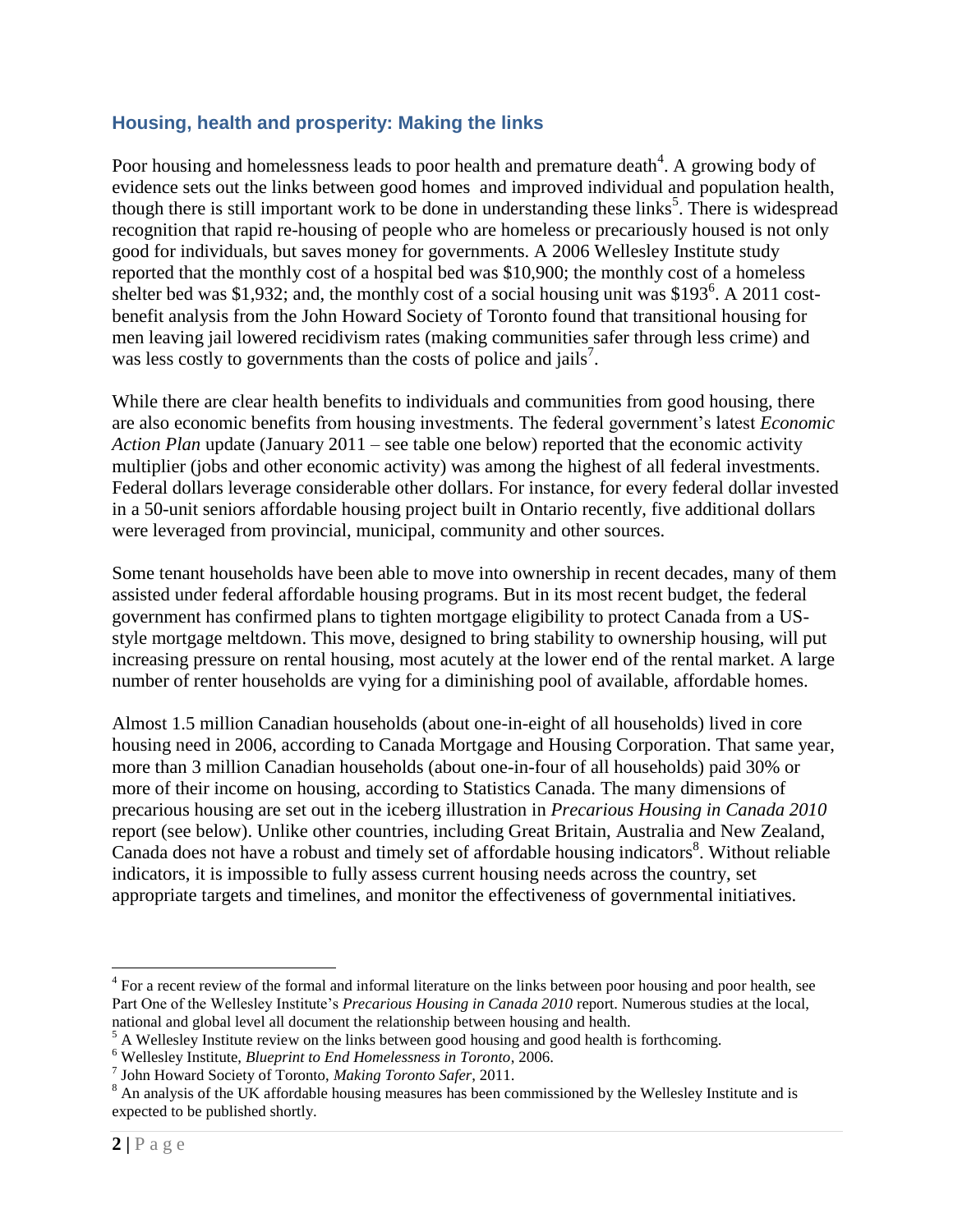## Housing, health and prosperity: Making the links

Poor housing and homelessness leads to poor health and premature death[4]. A growing body of evidence sets out the links between good homes and improved individual and population health, though there is still important work to be done in understanding these links[5]. There is widespread recognition that rapid re-housing of people who are homeless or precariously housed is not only good for individuals, but saves money for governments. A 2006 Wellesley Institute study reported that the monthly cost of a hospital bed was $10,900; the monthly cost of a homeless shelter bed was $1,932; and, the monthly cost of a social housing unit was $193[6]. A 2011 cost-benefit analysis from the John Howard Society of Toronto found that transitional housing for men leaving jail lowered recidivism rates (making communities safer through less crime) and was less costly to governments than the costs of police and jails[7].

While there are clear health benefits to individuals and communities from good housing, there are also economic benefits from housing investments. The federal government's latest *Economic Action Plan* update (January 2011 – see table one below) reported that the economic activity multiplier (jobs and other economic activity) was among the highest of all federal investments. Federal dollars leverage considerable other dollars. For instance, for every federal dollar invested in a 50-unit seniors affordable housing project built in Ontario recently, five additional dollars were leveraged from provincial, municipal, community and other sources.

Some tenant households have been able to move into ownership in recent decades, many of them assisted under federal affordable housing programs. But in its most recent budget, the federal government has confirmed plans to tighten mortgage eligibility to protect Canada from a US-style mortgage meltdown. This move, designed to bring stability to ownership housing, will put increasing pressure on rental housing, most acutely at the lower end of the rental market. A large number of renter households are vying for a diminishing pool of available, affordable homes.

Almost 1.5 million Canadian households (about one-in-eight of all households) lived in core housing need in 2006, according to Canada Mortgage and Housing Corporation. That same year, more than 3 million Canadian households (about one-in-four of all households) paid 30% or more of their income on housing, according to Statistics Canada. The many dimensions of precarious housing are set out in the iceberg illustration in *Precarious Housing in Canada 2010* report (see below). Unlike other countries, including Great Britain, Australia and New Zealand, Canada does not have a robust and timely set of affordable housing indicators[8]. Without reliable indicators, it is impossible to fully assess current housing needs across the country, set appropriate targets and timelines, and monitor the effectiveness of governmental initiatives.

---

[4] For a recent review of the formal and informal literature on the links between poor housing and poor health, see Part One of the Wellesley Institute's *Precarious Housing in Canada 2010* report. Numerous studies at the local, national and global level all document the relationship between housing and health.

[5] A Wellesley Institute review on the links between good housing and good health is forthcoming.

[6] Wellesley Institute, *Blueprint to End Homelessness in Toronto*, 2006.

[7] John Howard Society of Toronto, *Making Toronto Safer*, 2011.

[8] An analysis of the UK affordable housing measures has been commissioned by the Wellesley Institute and is expected to be published shortly.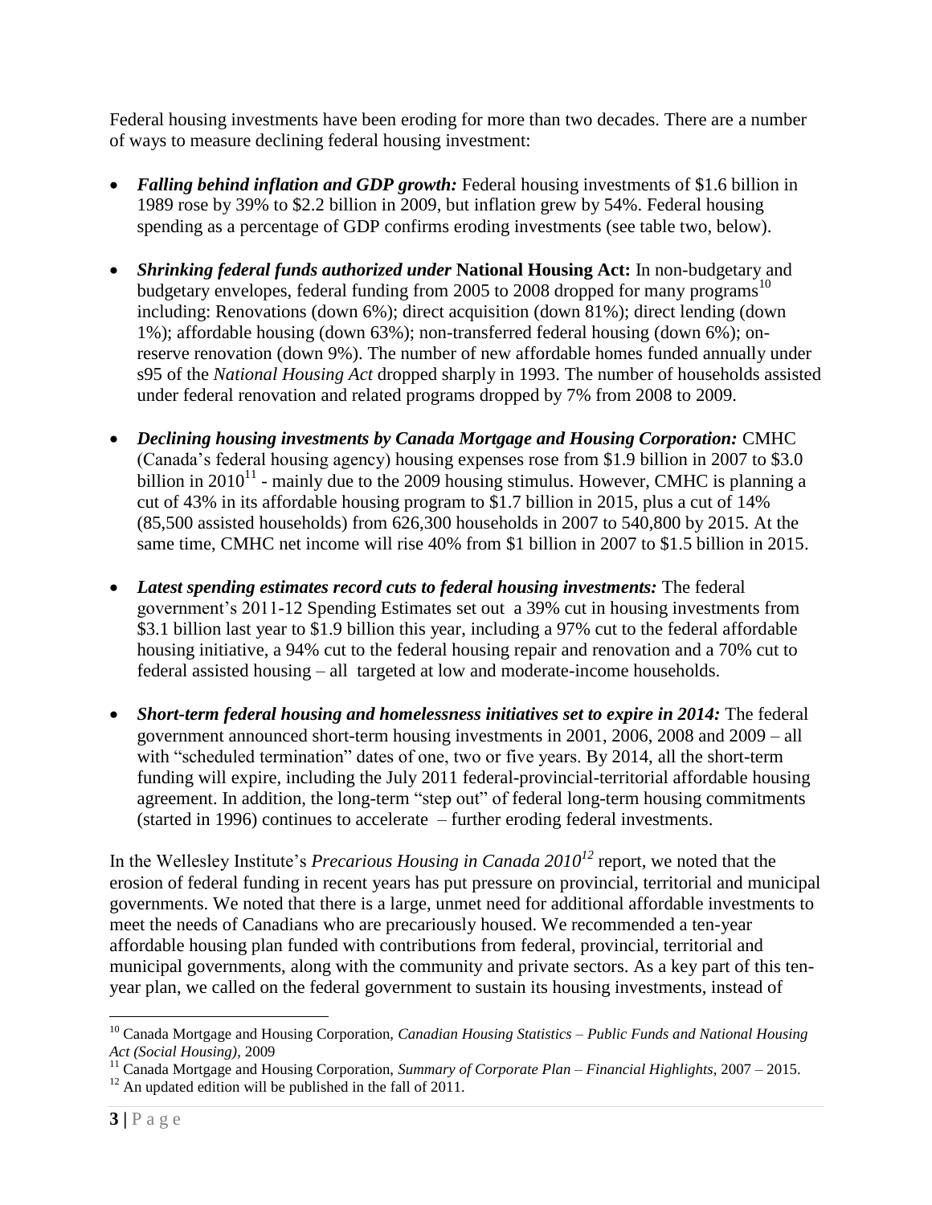Federal housing investments have been eroding for more than two decades. There are a number of ways to measure declining federal housing investment:

- ***Falling behind inflation and GDP growth:*** Federal housing investments of $1.6 billion in 1989 rose by 39% to $2.2 billion in 2009, but inflation grew by 54%. Federal housing spending as a percentage of GDP confirms eroding investments (see table two, below).
- ***Shrinking federal funds authorized under* National Housing Act:** In non-budgetary and budgetary envelopes, federal funding from 2005 to 2008 dropped for many programs[10] including: Renovations (down 6%); direct acquisition (down 81%); direct lending (down 1%); affordable housing (down 63%); non-transferred federal housing (down 6%); on-reserve renovation (down 9%). The number of new affordable homes funded annually under s95 of the *National Housing Act* dropped sharply in 1993. The number of households assisted under federal renovation and related programs dropped by 7% from 2008 to 2009.
- ***Declining housing investments by Canada Mortgage and Housing Corporation:*** CMHC (Canada's federal housing agency) housing expenses rose from $1.9 billion in 2007 to $3.0 billion in 2010[11] - mainly due to the 2009 housing stimulus. However, CMHC is planning a cut of 43% in its affordable housing program to $1.7 billion in 2015, plus a cut of 14% (85,500 assisted households) from 626,300 households in 2007 to 540,800 by 2015. At the same time, CMHC net income will rise 40% from $1 billion in 2007 to $1.5 billion in 2015.
- ***Latest spending estimates record cuts to federal housing investments:*** The federal government's 2011-12 Spending Estimates set out a 39% cut in housing investments from $3.1 billion last year to $1.9 billion this year, including a 97% cut to the federal affordable housing initiative, a 94% cut to the federal housing repair and renovation and a 70% cut to federal assisted housing – all targeted at low and moderate-income households.
- ***Short-term federal housing and homelessness initiatives set to expire in 2014:*** The federal government announced short-term housing investments in 2001, 2006, 2008 and 2009 – all with "scheduled termination" dates of one, two or five years. By 2014, all the short-term funding will expire, including the July 2011 federal-provincial-territorial affordable housing agreement. In addition, the long-term "step out" of federal long-term housing commitments (started in 1996) continues to accelerate – further eroding federal investments.

In the Wellesley Institute's *Precarious Housing in Canada 2010*[12] report, we noted that the erosion of federal funding in recent years has put pressure on provincial, territorial and municipal governments. We noted that there is a large, unmet need for additional affordable investments to meet the needs of Canadians who are precariously housed. We recommended a ten-year affordable housing plan funded with contributions from federal, provincial, territorial and municipal governments, along with the community and private sectors. As a key part of this ten-year plan, we called on the federal government to sustain its housing investments, instead of

---

[10] Canada Mortgage and Housing Corporation, *Canadian Housing Statistics – Public Funds and National Housing Act (Social Housing)*, 2009

[11] Canada Mortgage and Housing Corporation, *Summary of Corporate Plan – Financial Highlights*, 2007 – 2015.

[12] An updated edition will be published in the fall of 2011.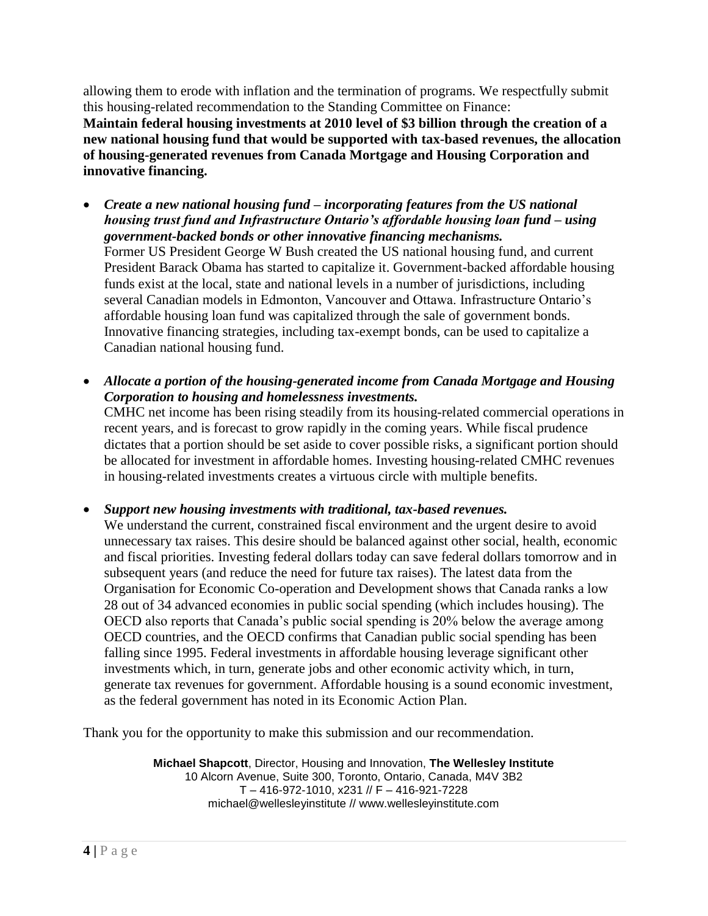allowing them to erode with inflation and the termination of programs. We respectfully submit this housing-related recommendation to the Standing Committee on Finance:
**Maintain federal housing investments at 2010 level of $3 billion through the creation of a new national housing fund that would be supported with tax-based revenues, the allocation of housing-generated revenues from Canada Mortgage and Housing Corporation and innovative financing.**

- ***Create a new national housing fund – incorporating features from the US national housing trust fund and Infrastructure Ontario's affordable housing loan fund – using government-backed bonds or other innovative financing mechanisms.***
  Former US President George W Bush created the US national housing fund, and current President Barack Obama has started to capitalize it. Government-backed affordable housing funds exist at the local, state and national levels in a number of jurisdictions, including several Canadian models in Edmonton, Vancouver and Ottawa. Infrastructure Ontario's affordable housing loan fund was capitalized through the sale of government bonds. Innovative financing strategies, including tax-exempt bonds, can be used to capitalize a Canadian national housing fund.

- ***Allocate a portion of the housing-generated income from Canada Mortgage and Housing Corporation to housing and homelessness investments.***
  CMHC net income has been rising steadily from its housing-related commercial operations in recent years, and is forecast to grow rapidly in the coming years. While fiscal prudence dictates that a portion should be set aside to cover possible risks, a significant portion should be allocated for investment in affordable homes. Investing housing-related CMHC revenues in housing-related investments creates a virtuous circle with multiple benefits.

- ***Support new housing investments with traditional, tax-based revenues.***
  We understand the current, constrained fiscal environment and the urgent desire to avoid unnecessary tax raises. This desire should be balanced against other social, health, economic and fiscal priorities. Investing federal dollars today can save federal dollars tomorrow and in subsequent years (and reduce the need for future tax raises). The latest data from the Organisation for Economic Co-operation and Development shows that Canada ranks a low 28 out of 34 advanced economies in public social spending (which includes housing). The OECD also reports that Canada's public social spending is 20% below the average among OECD countries, and the OECD confirms that Canadian public social spending has been falling since 1995. Federal investments in affordable housing leverage significant other investments which, in turn, generate jobs and other economic activity which, in turn, generate tax revenues for government. Affordable housing is a sound economic investment, as the federal government has noted in its Economic Action Plan.

Thank you for the opportunity to make this submission and our recommendation.

**Michael Shapcott**, Director, Housing and Innovation, **The Wellesley Institute**
10 Alcorn Avenue, Suite 300, Toronto, Ontario, Canada, M4V 3B2
T – 416-972-1010, x231 // F – 416-921-7228
michael@wellesleyinstitute // www.wellesleyinstitute.com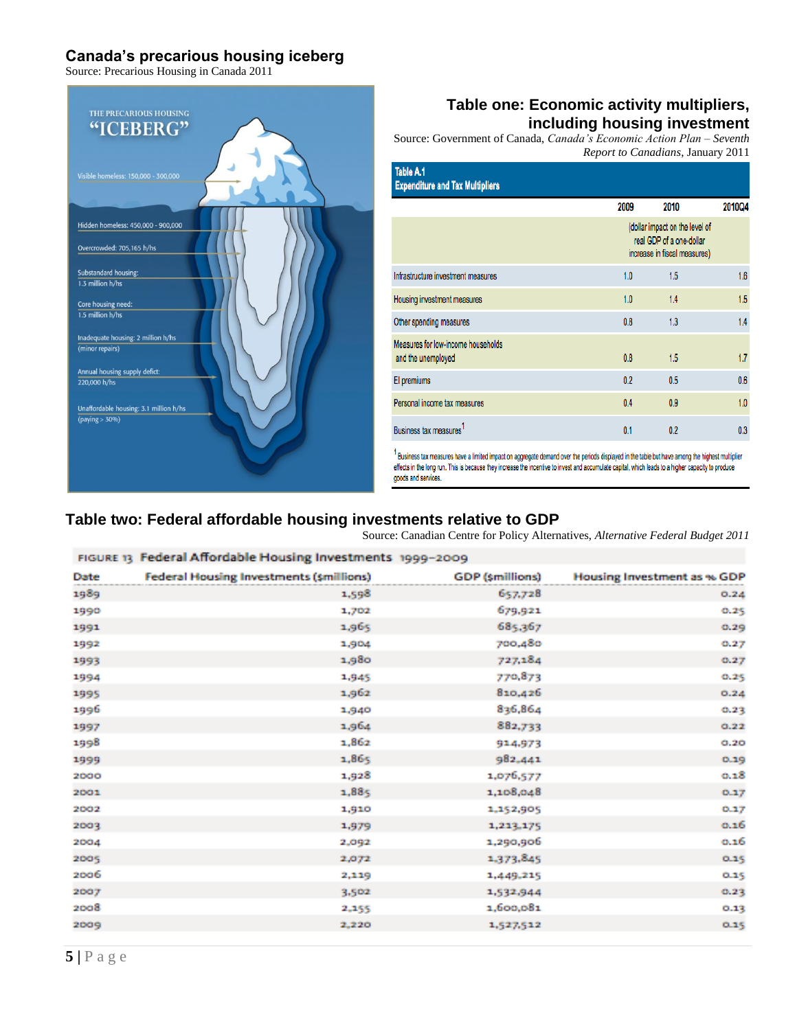## Canada's precarious housing iceberg

Source: Precarious Housing in Canada 2011

THE PRECARIOUS HOUSING "ICEBERG"

Visible homeless: 150,000 - 300,000

Hidden homeless: 450,000 - 900,000

Overcrowded: 705,165 h/hs

Substandard housing: 1.3 million h/hs

Core housing need: 1.5 million h/hs

Inadequate housing: 2 million h/hs (minor repairs)

Annual housing supply deficit: 220,000 h/hs

Unaffordable housing: 3.1 million h/hs (paying > 30%)

## Table one: Economic activity multipliers, including housing investment

Source: Government of Canada, *Canada's Economic Action Plan – Seventh Report to Canadians*, January 2011

**Table A.1**
**Expenditure and Tax Multipliers**

| | 2009 | 2010 | 2010Q4 |
|---|---|---|---|
| | (dollar impact on the level of real GDP of a one-dollar increase in fiscal measures) | | |
| Infrastructure investment measures | 1.0 | 1.5 | 1.6 |
| Housing investment measures | 1.0 | 1.4 | 1.5 |
| Other spending measures | 0.8 | 1.3 | 1.4 |
| Measures for low-income households and the unemployed | 0.8 | 1.5 | 1.7 |
| EI premiums | 0.2 | 0.5 | 0.6 |
| Personal income tax measures | 0.4 | 0.9 | 1.0 |
| Business tax measures[1] | 0.1 | 0.2 | 0.3 |

[1] Business tax measures have a limited impact on aggregate demand over the periods displayed in the table but have among the highest multiplier effects in the long run. This is because they increase the incentive to invest and accumulate capital, which leads to a higher capacity to produce goods and services.

## Table two: Federal affordable housing investments relative to GDP

Source: Canadian Centre for Policy Alternatives, *Alternative Federal Budget 2011*

**FIGURE 13 Federal Affordable Housing Investments 1999–2009**

| Date | Federal Housing Investments ($millions) | GDP ($millions) | Housing Investment as % GDP |
|---|---|---|---|
| 1989 | 1,598 | 657,728 | 0.24 |
| 1990 | 1,702 | 679,921 | 0.25 |
| 1991 | 1,965 | 685,367 | 0.29 |
| 1992 | 1,904 | 700,480 | 0.27 |
| 1993 | 1,980 | 727,184 | 0.27 |
| 1994 | 1,945 | 770,873 | 0.25 |
| 1995 | 1,962 | 810,426 | 0.24 |
| 1996 | 1,940 | 836,864 | 0.23 |
| 1997 | 1,964 | 882,733 | 0.22 |
| 1998 | 1,862 | 914,973 | 0.20 |
| 1999 | 1,865 | 982,441 | 0.19 |
| 2000 | 1,928 | 1,076,577 | 0.18 |
| 2001 | 1,885 | 1,108,048 | 0.17 |
| 2002 | 1,910 | 1,152,905 | 0.17 |
| 2003 | 1,979 | 1,213,175 | 0.16 |
| 2004 | 2,092 | 1,290,906 | 0.16 |
| 2005 | 2,072 | 1,373,845 | 0.15 |
| 2006 | 2,119 | 1,449,215 | 0.15 |
| 2007 | 3,502 | 1,532,944 | 0.23 |
| 2008 | 2,155 | 1,600,081 | 0.13 |
| 2009 | 2,220 | 1,527,512 | 0.15 |